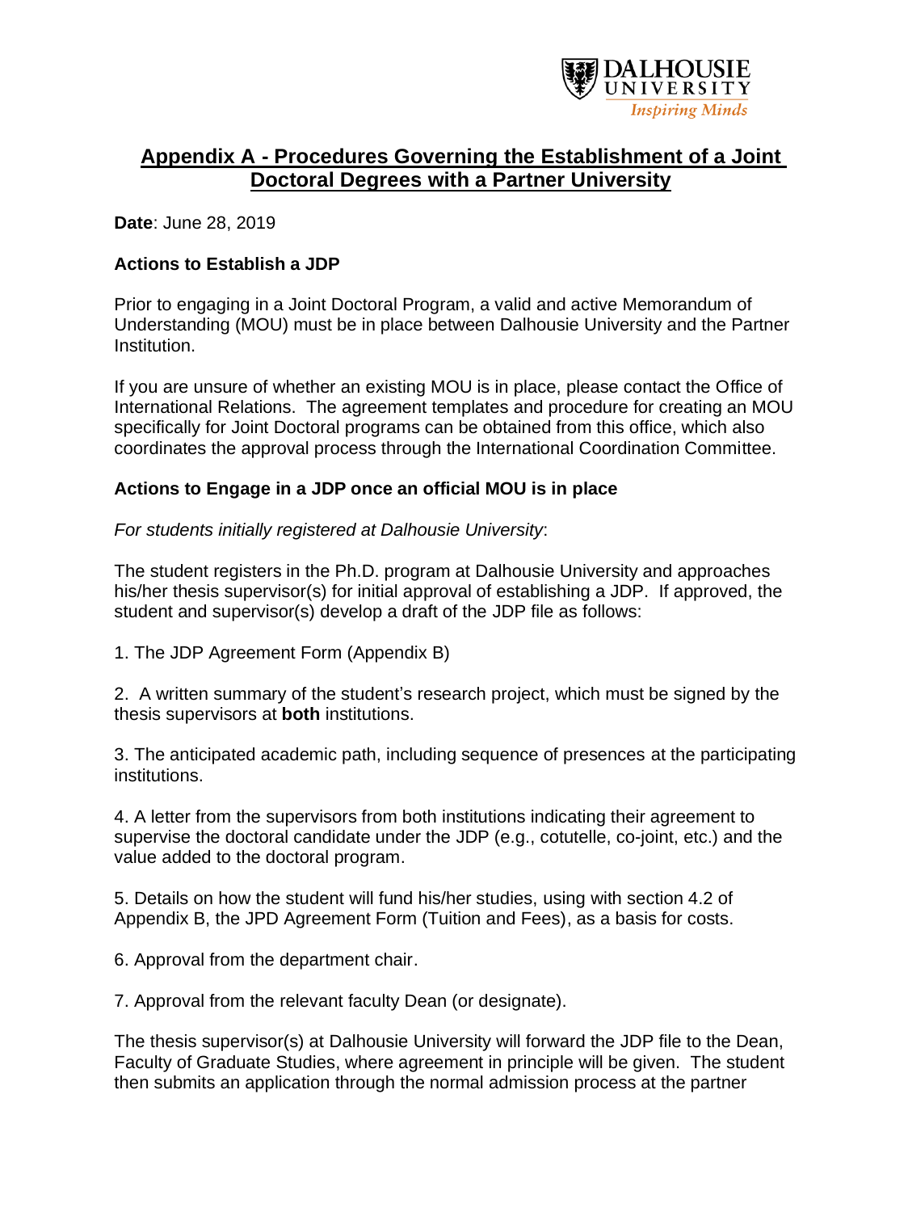## Appendix A - Procedures Governing the Establishment of a Joint Doctoral Degrees with a Partner University

**Date**: June 28, 2019

**Actions to Establish a JDP**

Prior to engaging in a Joint Doctoral Program, a valid and active Memorandum of Understanding (MOU) must be in place between Dalhousie University and the Partner Institution.

If you are unsure of whether an existing MOU is in place, please contact the Office of International Relations. The agreement templates and procedure for creating an MOU specifically for Joint Doctoral programs can be obtained from this office, which also coordinates the approval process through the International Coordination Committee.

**Actions to Engage in a JDP once an official MOU is in place**

*For students initially registered at Dalhousie University*:

The student registers in the Ph.D. program at Dalhousie University and approaches his/her thesis supervisor(s) for initial approval of establishing a JDP. If approved, the student and supervisor(s) develop a draft of the JDP file as follows:

1. The JDP Agreement Form (Appendix B)

2. A written summary of the student's research project, which must be signed by the thesis supervisors at **both** institutions.

3. The anticipated academic path, including sequence of presences at the participating institutions.

4. A letter from the supervisors from both institutions indicating their agreement to supervise the doctoral candidate under the JDP (e.g., cotutelle, co-joint, etc.) and the value added to the doctoral program.

5. Details on how the student will fund his/her studies, using with section 4.2 of Appendix B, the JPD Agreement Form (Tuition and Fees), as a basis for costs.

6. Approval from the department chair.

7. Approval from the relevant faculty Dean (or designate).

The thesis supervisor(s) at Dalhousie University will forward the JDP file to the Dean, Faculty of Graduate Studies, where agreement in principle will be given. The student then submits an application through the normal admission process at the partner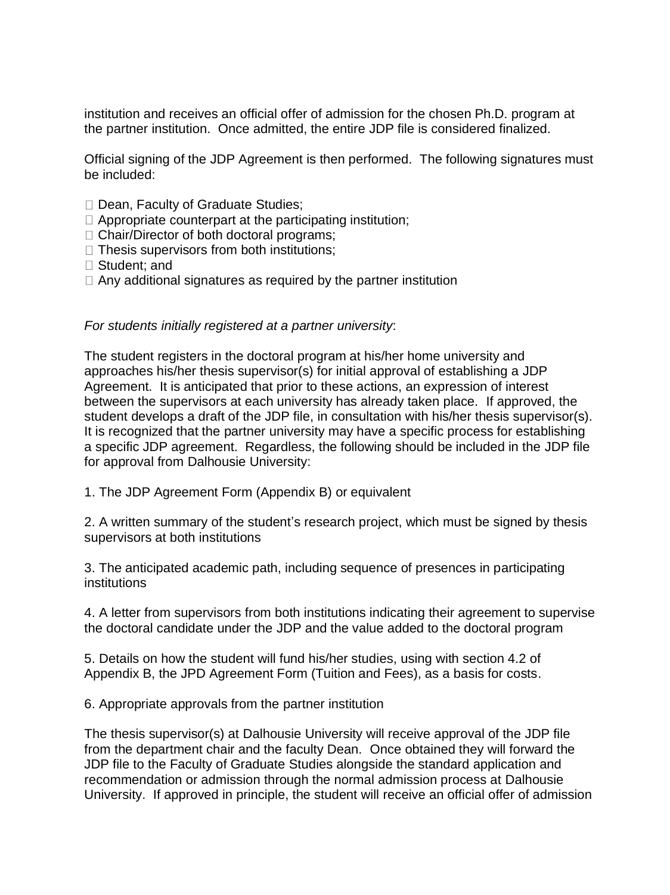institution and receives an official offer of admission for the chosen Ph.D. program at the partner institution. Once admitted, the entire JDP file is considered finalized.

Official signing of the JDP Agreement is then performed. The following signatures must be included:

- Dean, Faculty of Graduate Studies;
- Appropriate counterpart at the participating institution;
- Chair/Director of both doctoral programs;
- Thesis supervisors from both institutions;
- Student; and
- Any additional signatures as required by the partner institution

*For students initially registered at a partner university*:

The student registers in the doctoral program at his/her home university and approaches his/her thesis supervisor(s) for initial approval of establishing a JDP Agreement. It is anticipated that prior to these actions, an expression of interest between the supervisors at each university has already taken place. If approved, the student develops a draft of the JDP file, in consultation with his/her thesis supervisor(s). It is recognized that the partner university may have a specific process for establishing a specific JDP agreement. Regardless, the following should be included in the JDP file for approval from Dalhousie University:

1. The JDP Agreement Form (Appendix B) or equivalent

2. A written summary of the student's research project, which must be signed by thesis supervisors at both institutions

3. The anticipated academic path, including sequence of presences in participating institutions

4. A letter from supervisors from both institutions indicating their agreement to supervise the doctoral candidate under the JDP and the value added to the doctoral program

5. Details on how the student will fund his/her studies, using with section 4.2 of Appendix B, the JPD Agreement Form (Tuition and Fees), as a basis for costs.

6. Appropriate approvals from the partner institution

The thesis supervisor(s) at Dalhousie University will receive approval of the JDP file from the department chair and the faculty Dean. Once obtained they will forward the JDP file to the Faculty of Graduate Studies alongside the standard application and recommendation or admission through the normal admission process at Dalhousie University. If approved in principle, the student will receive an official offer of admission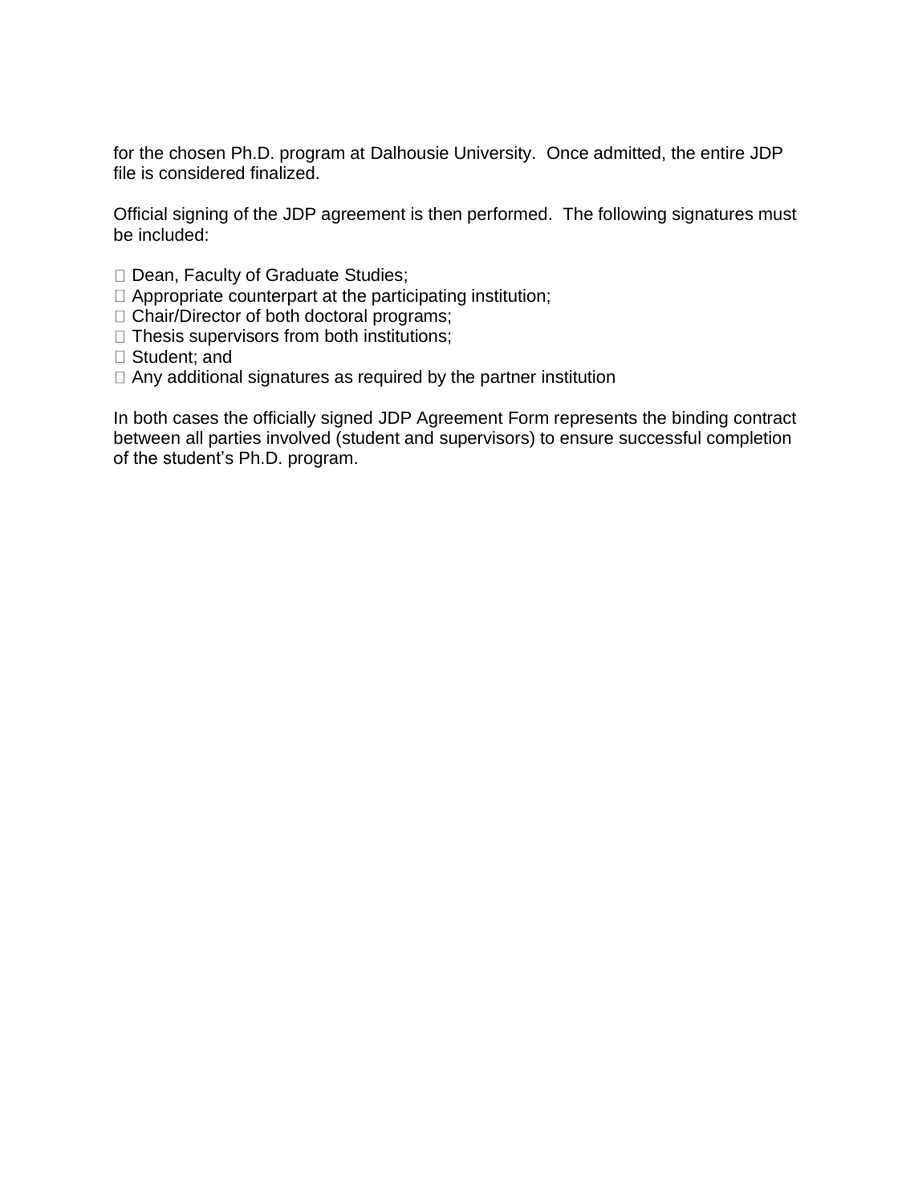for the chosen Ph.D. program at Dalhousie University. Once admitted, the entire JDP file is considered finalized.

Official signing of the JDP agreement is then performed. The following signatures must be included:

- Dean, Faculty of Graduate Studies;
- Appropriate counterpart at the participating institution;
- Chair/Director of both doctoral programs;
- Thesis supervisors from both institutions;
- Student; and
- Any additional signatures as required by the partner institution

In both cases the officially signed JDP Agreement Form represents the binding contract between all parties involved (student and supervisors) to ensure successful completion of the student's Ph.D. program.